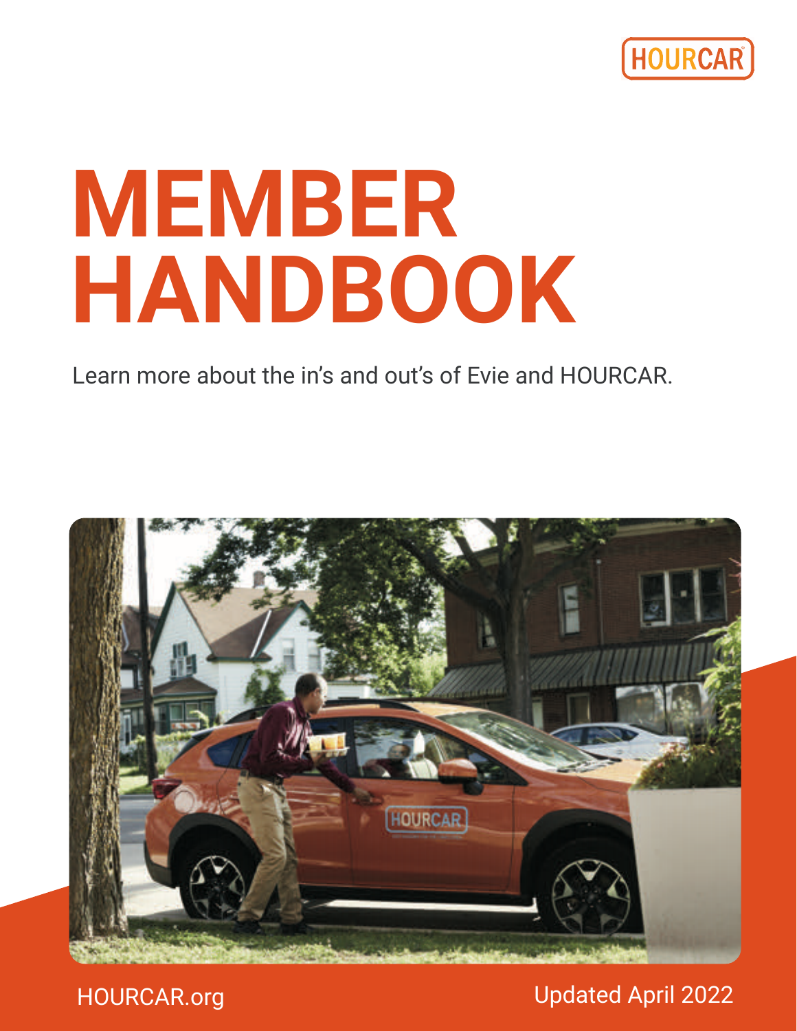HOURCAR

# MEMBER HANDBOOK

Learn more about the in's and out's of Evie and HOURCAR.

HOURCAR.org

Updated April 2022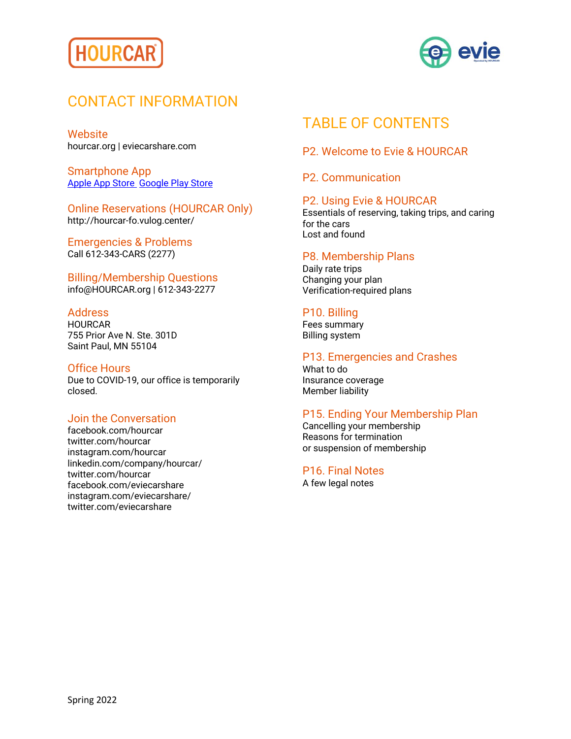## CONTACT INFORMATION

### Website
hourcar.org | eviecarshare.com

### Smartphone App
[Apple App Store](#) [Google Play Store](#)

### Online Reservations (HOURCAR Only)
http://hourcar-fo.vulog.center/

### Emergencies & Problems
Call 612-343-CARS (2277)

### Billing/Membership Questions
info@HOURCAR.org | 612-343-2277

### Address
HOURCAR
755 Prior Ave N. Ste. 301D
Saint Paul, MN 55104

### Office Hours
Due to COVID-19, our office is temporarily closed.

### Join the Conversation
facebook.com/hourcar
twitter.com/hourcar
instagram.com/hourcar
linkedin.com/company/hourcar/
twitter.com/hourcar
facebook.com/eviecarshare
instagram.com/eviecarshare/
twitter.com/eviecarshare

## TABLE OF CONTENTS

### P2. Welcome to Evie & HOURCAR

### P2. Communication

### P2. Using Evie & HOURCAR
Essentials of reserving, taking trips, and caring for the cars
Lost and found

### P8. Membership Plans
Daily rate trips
Changing your plan
Verification-required plans

### P10. Billing
Fees summary
Billing system

### P13. Emergencies and Crashes
What to do
Insurance coverage
Member liability

### P15. Ending Your Membership Plan
Cancelling your membership
Reasons for termination
or suspension of membership

### P16. Final Notes
A few legal notes

Spring 2022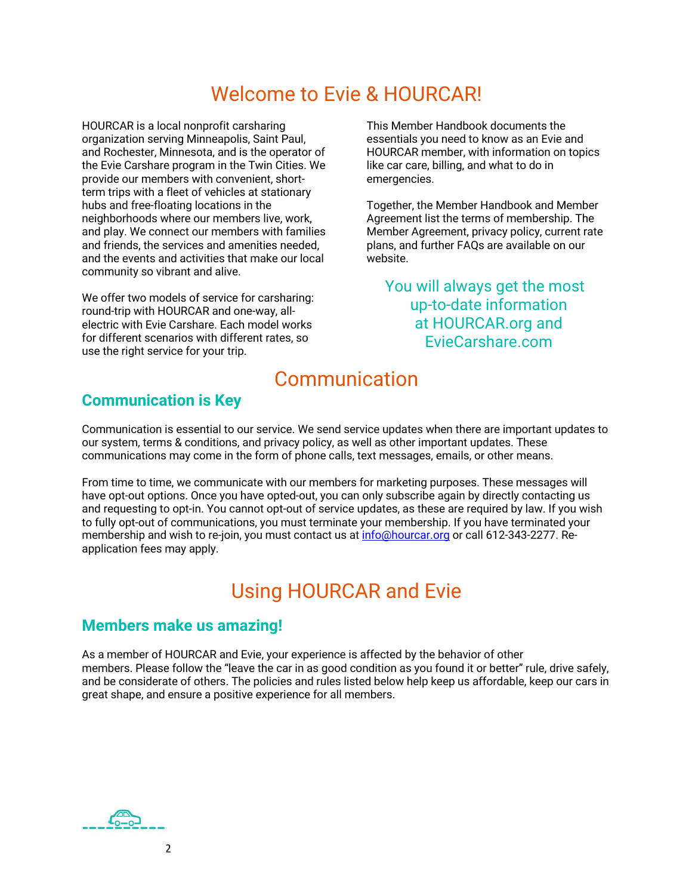# Welcome to Evie & HOURCAR!

HOURCAR is a local nonprofit carsharing organization serving Minneapolis, Saint Paul, and Rochester, Minnesota, and is the operator of the Evie Carshare program in the Twin Cities. We provide our members with convenient, short-term trips with a fleet of vehicles at stationary hubs and free-floating locations in the neighborhoods where our members live, work, and play. We connect our members with families and friends, the services and amenities needed, and the events and activities that make our local community so vibrant and alive.

We offer two models of service for carsharing: round-trip with HOURCAR and one-way, all-electric with Evie Carshare. Each model works for different scenarios with different rates, so use the right service for your trip.

This Member Handbook documents the essentials you need to know as an Evie and HOURCAR member, with information on topics like car care, billing, and what to do in emergencies.

Together, the Member Handbook and Member Agreement list the terms of membership. The Member Agreement, privacy policy, current rate plans, and further FAQs are available on our website.

You will always get the most up-to-date information at HOURCAR.org and EvieCarshare.com

# Communication

## Communication is Key

Communication is essential to our service. We send service updates when there are important updates to our system, terms & conditions, and privacy policy, as well as other important updates. These communications may come in the form of phone calls, text messages, emails, or other means.

From time to time, we communicate with our members for marketing purposes. These messages will have opt-out options. Once you have opted-out, you can only subscribe again by directly contacting us and requesting to opt-in. You cannot opt-out of service updates, as these are required by law. If you wish to fully opt-out of communications, you must terminate your membership. If you have terminated your membership and wish to re-join, you must contact us at info@hourcar.org or call 612-343-2277. Re-application fees may apply.

# Using HOURCAR and Evie

## Members make us amazing!

As a member of HOURCAR and Evie, your experience is affected by the behavior of other members. Please follow the "leave the car in as good condition as you found it or better" rule, drive safely, and be considerate of others. The policies and rules listed below help keep us affordable, keep our cars in great shape, and ensure a positive experience for all members.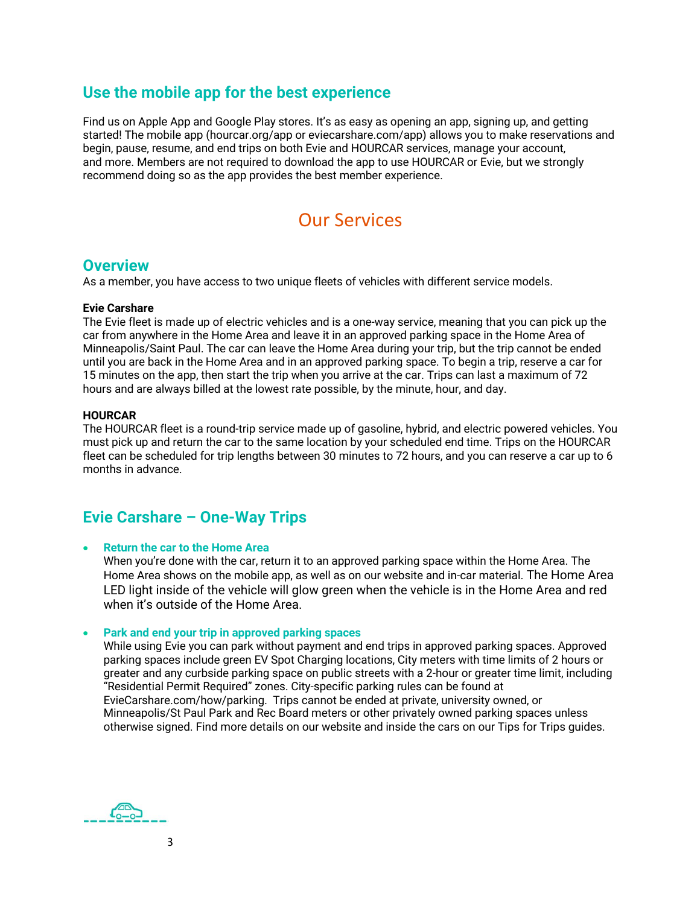## Use the mobile app for the best experience

Find us on Apple App and Google Play stores. It's as easy as opening an app, signing up, and getting started! The mobile app (hourcar.org/app or eviecarshare.com/app) allows you to make reservations and begin, pause, resume, and end trips on both Evie and HOURCAR services, manage your account, and more. Members are not required to download the app to use HOURCAR or Evie, but we strongly recommend doing so as the app provides the best member experience.

# Our Services

## Overview

As a member, you have access to two unique fleets of vehicles with different service models.

**Evie Carshare**

The Evie fleet is made up of electric vehicles and is a one-way service, meaning that you can pick up the car from anywhere in the Home Area and leave it in an approved parking space in the Home Area of Minneapolis/Saint Paul. The car can leave the Home Area during your trip, but the trip cannot be ended until you are back in the Home Area and in an approved parking space. To begin a trip, reserve a car for 15 minutes on the app, then start the trip when you arrive at the car. Trips can last a maximum of 72 hours and are always billed at the lowest rate possible, by the minute, hour, and day.

**HOURCAR**

The HOURCAR fleet is a round-trip service made up of gasoline, hybrid, and electric powered vehicles. You must pick up and return the car to the same location by your scheduled end time. Trips on the HOURCAR fleet can be scheduled for trip lengths between 30 minutes to 72 hours, and you can reserve a car up to 6 months in advance.

## Evie Carshare – One-Way Trips

- **Return the car to the Home Area**
  When you're done with the car, return it to an approved parking space within the Home Area. The Home Area shows on the mobile app, as well as on our website and in-car material. The Home Area LED light inside of the vehicle will glow green when the vehicle is in the Home Area and red when it's outside of the Home Area.

- **Park and end your trip in approved parking spaces**
  While using Evie you can park without payment and end trips in approved parking spaces. Approved parking spaces include green EV Spot Charging locations, City meters with time limits of 2 hours or greater and any curbside parking space on public streets with a 2-hour or greater time limit, including "Residential Permit Required" zones. City-specific parking rules can be found at EvieCarshare.com/how/parking. Trips cannot be ended at private, university owned, or Minneapolis/St Paul Park and Rec Board meters or other privately owned parking spaces unless otherwise signed. Find more details on our website and inside the cars on our Tips for Trips guides.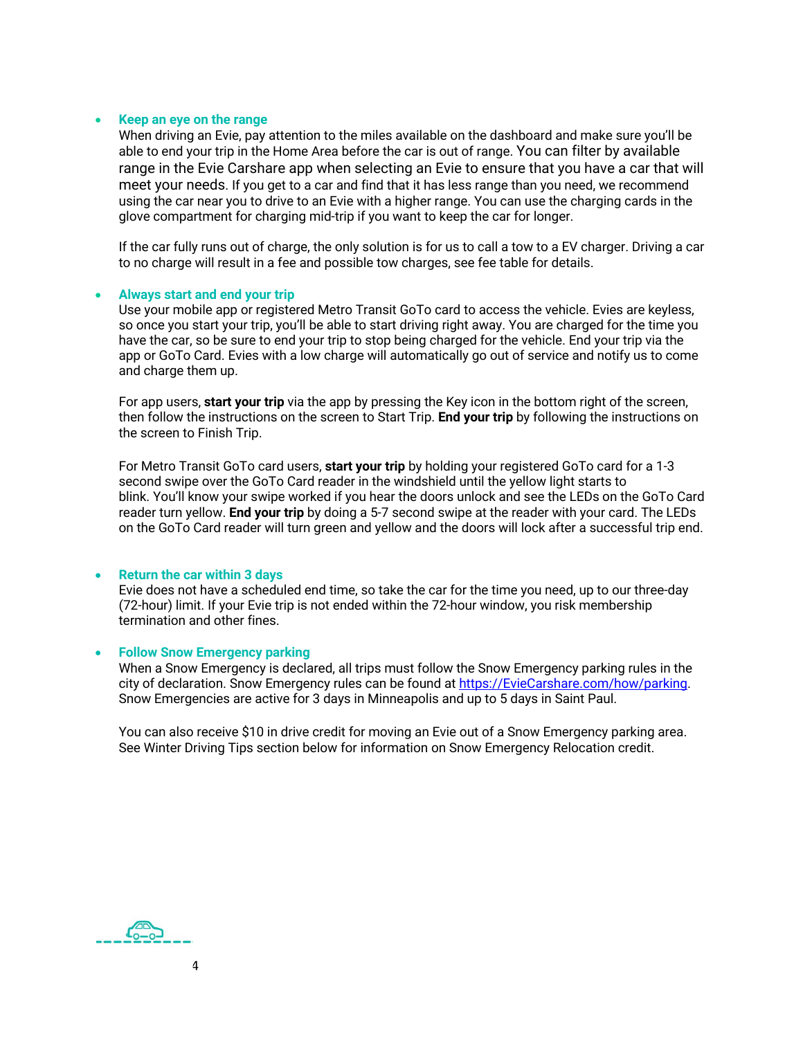- **Keep an eye on the range**

  When driving an Evie, pay attention to the miles available on the dashboard and make sure you'll be able to end your trip in the Home Area before the car is out of range. You can filter by available range in the Evie Carshare app when selecting an Evie to ensure that you have a car that will meet your needs. If you get to a car and find that it has less range than you need, we recommend using the car near you to drive to an Evie with a higher range. You can use the charging cards in the glove compartment for charging mid-trip if you want to keep the car for longer.

  If the car fully runs out of charge, the only solution is for us to call a tow to a EV charger. Driving a car to no charge will result in a fee and possible tow charges, see fee table for details.

- **Always start and end your trip**

  Use your mobile app or registered Metro Transit GoTo card to access the vehicle. Evies are keyless, so once you start your trip, you'll be able to start driving right away. You are charged for the time you have the car, so be sure to end your trip to stop being charged for the vehicle. End your trip via the app or GoTo Card. Evies with a low charge will automatically go out of service and notify us to come and charge them up.

  For app users, **start your trip** via the app by pressing the Key icon in the bottom right of the screen, then follow the instructions on the screen to Start Trip. **End your trip** by following the instructions on the screen to Finish Trip.

  For Metro Transit GoTo card users, **start your trip** by holding your registered GoTo card for a 1-3 second swipe over the GoTo Card reader in the windshield until the yellow light starts to blink. You'll know your swipe worked if you hear the doors unlock and see the LEDs on the GoTo Card reader turn yellow. **End your trip** by doing a 5-7 second swipe at the reader with your card. The LEDs on the GoTo Card reader will turn green and yellow and the doors will lock after a successful trip end.

- **Return the car within 3 days**

  Evie does not have a scheduled end time, so take the car for the time you need, up to our three-day (72-hour) limit. If your Evie trip is not ended within the 72-hour window, you risk membership termination and other fines.

- **Follow Snow Emergency parking**

  When a Snow Emergency is declared, all trips must follow the Snow Emergency parking rules in the city of declaration. Snow Emergency rules can be found at [https://EvieCarshare.com/how/parking](https://EvieCarshare.com/how/parking). Snow Emergencies are active for 3 days in Minneapolis and up to 5 days in Saint Paul.

  You can also receive $10 in drive credit for moving an Evie out of a Snow Emergency parking area. See Winter Driving Tips section below for information on Snow Emergency Relocation credit.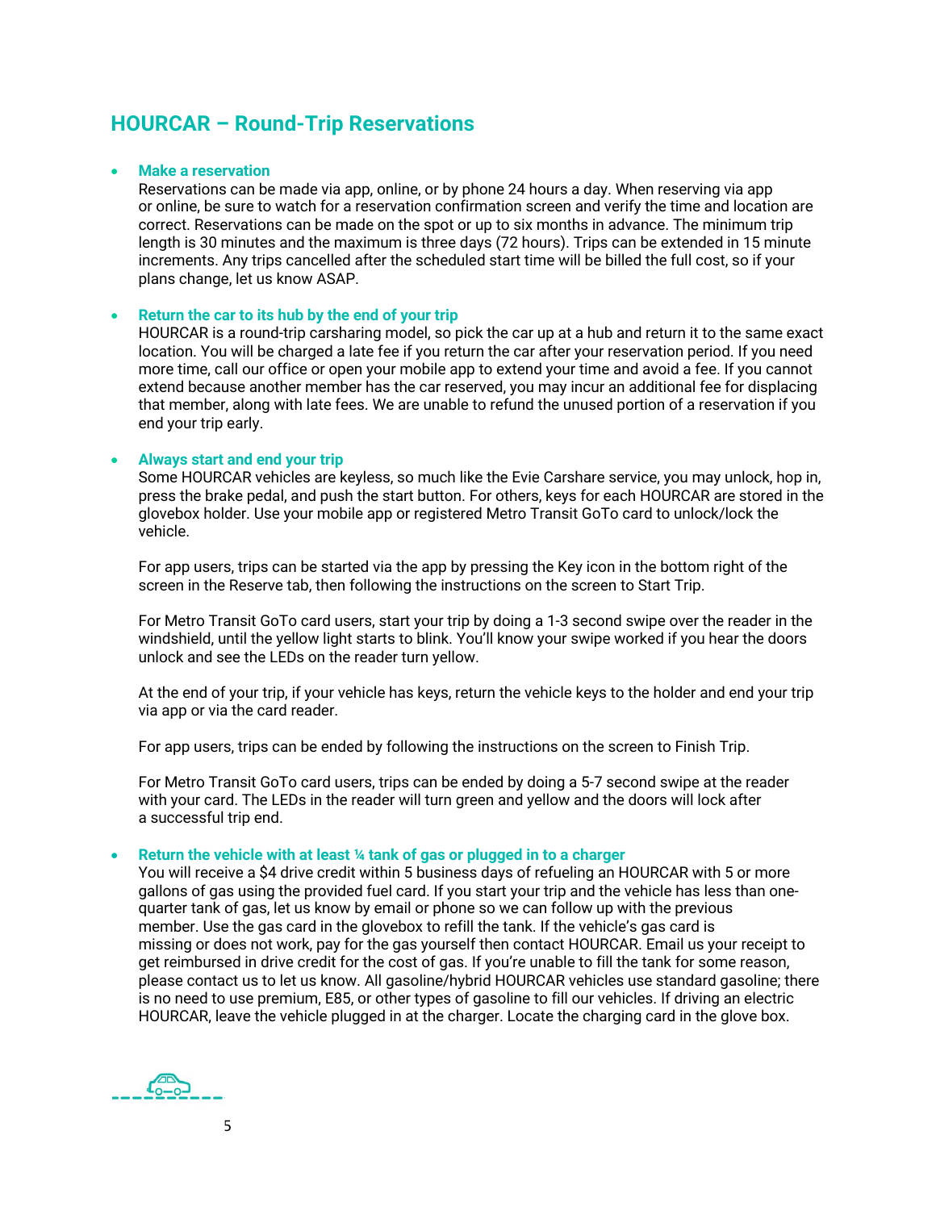## HOURCAR – Round-Trip Reservations

- **Make a reservation**
  Reservations can be made via app, online, or by phone 24 hours a day. When reserving via app or online, be sure to watch for a reservation confirmation screen and verify the time and location are correct. Reservations can be made on the spot or up to six months in advance. The minimum trip length is 30 minutes and the maximum is three days (72 hours). Trips can be extended in 15 minute increments. Any trips cancelled after the scheduled start time will be billed the full cost, so if your plans change, let us know ASAP.

- **Return the car to its hub by the end of your trip**
  HOURCAR is a round-trip carsharing model, so pick the car up at a hub and return it to the same exact location. You will be charged a late fee if you return the car after your reservation period. If you need more time, call our office or open your mobile app to extend your time and avoid a fee. If you cannot extend because another member has the car reserved, you may incur an additional fee for displacing that member, along with late fees. We are unable to refund the unused portion of a reservation if you end your trip early.

- **Always start and end your trip**
  Some HOURCAR vehicles are keyless, so much like the Evie Carshare service, you may unlock, hop in, press the brake pedal, and push the start button. For others, keys for each HOURCAR are stored in the glovebox holder. Use your mobile app or registered Metro Transit GoTo card to unlock/lock the vehicle.

  For app users, trips can be started via the app by pressing the Key icon in the bottom right of the screen in the Reserve tab, then following the instructions on the screen to Start Trip.

  For Metro Transit GoTo card users, start your trip by doing a 1-3 second swipe over the reader in the windshield, until the yellow light starts to blink. You'll know your swipe worked if you hear the doors unlock and see the LEDs on the reader turn yellow.

  At the end of your trip, if your vehicle has keys, return the vehicle keys to the holder and end your trip via app or via the card reader.

  For app users, trips can be ended by following the instructions on the screen to Finish Trip.

  For Metro Transit GoTo card users, trips can be ended by doing a 5-7 second swipe at the reader with your card. The LEDs in the reader will turn green and yellow and the doors will lock after a successful trip end.

- **Return the vehicle with at least ¼ tank of gas or plugged in to a charger**
  You will receive a $4 drive credit within 5 business days of refueling an HOURCAR with 5 or more gallons of gas using the provided fuel card. If you start your trip and the vehicle has less than one-quarter tank of gas, let us know by email or phone so we can follow up with the previous member. Use the gas card in the glovebox to refill the tank. If the vehicle's gas card is missing or does not work, pay for the gas yourself then contact HOURCAR. Email us your receipt to get reimbursed in drive credit for the cost of gas. If you're unable to fill the tank for some reason, please contact us to let us know. All gasoline/hybrid HOURCAR vehicles use standard gasoline; there is no need to use premium, E85, or other types of gasoline to fill our vehicles. If driving an electric HOURCAR, leave the vehicle plugged in at the charger. Locate the charging card in the glove box.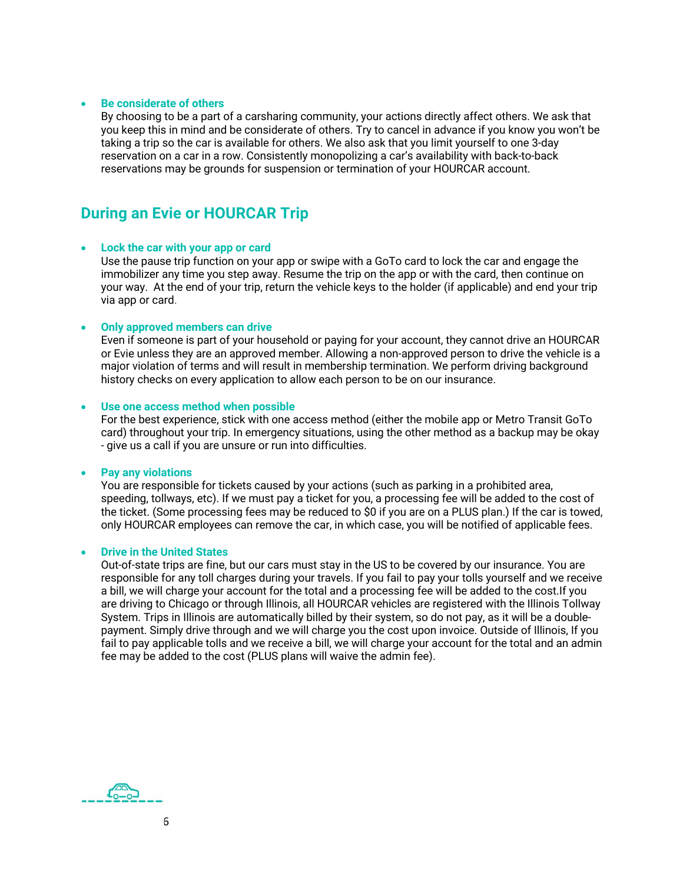- **Be considerate of others**
  By choosing to be a part of a carsharing community, your actions directly affect others. We ask that you keep this in mind and be considerate of others. Try to cancel in advance if you know you won't be taking a trip so the car is available for others. We also ask that you limit yourself to one 3-day reservation on a car in a row. Consistently monopolizing a car's availability with back-to-back reservations may be grounds for suspension or termination of your HOURCAR account.

## During an Evie or HOURCAR Trip

- **Lock the car with your app or card**
  Use the pause trip function on your app or swipe with a GoTo card to lock the car and engage the immobilizer any time you step away. Resume the trip on the app or with the card, then continue on your way. At the end of your trip, return the vehicle keys to the holder (if applicable) and end your trip via app or card.

- **Only approved members can drive**
  Even if someone is part of your household or paying for your account, they cannot drive an HOURCAR or Evie unless they are an approved member. Allowing a non-approved person to drive the vehicle is a major violation of terms and will result in membership termination. We perform driving background history checks on every application to allow each person to be on our insurance.

- **Use one access method when possible**
  For the best experience, stick with one access method (either the mobile app or Metro Transit GoTo card) throughout your trip. In emergency situations, using the other method as a backup may be okay - give us a call if you are unsure or run into difficulties.

- **Pay any violations**
  You are responsible for tickets caused by your actions (such as parking in a prohibited area, speeding, tollways, etc). If we must pay a ticket for you, a processing fee will be added to the cost of the ticket. (Some processing fees may be reduced to $0 if you are on a PLUS plan.) If the car is towed, only HOURCAR employees can remove the car, in which case, you will be notified of applicable fees.

- **Drive in the United States**
  Out-of-state trips are fine, but our cars must stay in the US to be covered by our insurance. You are responsible for any toll charges during your travels. If you fail to pay your tolls yourself and we receive a bill, we will charge your account for the total and a processing fee will be added to the cost.If you are driving to Chicago or through Illinois, all HOURCAR vehicles are registered with the Illinois Tollway System. Trips in Illinois are automatically billed by their system, so do not pay, as it will be a double-payment. Simply drive through and we will charge you the cost upon invoice. Outside of Illinois, If you fail to pay applicable tolls and we receive a bill, we will charge your account for the total and an admin fee may be added to the cost (PLUS plans will waive the admin fee).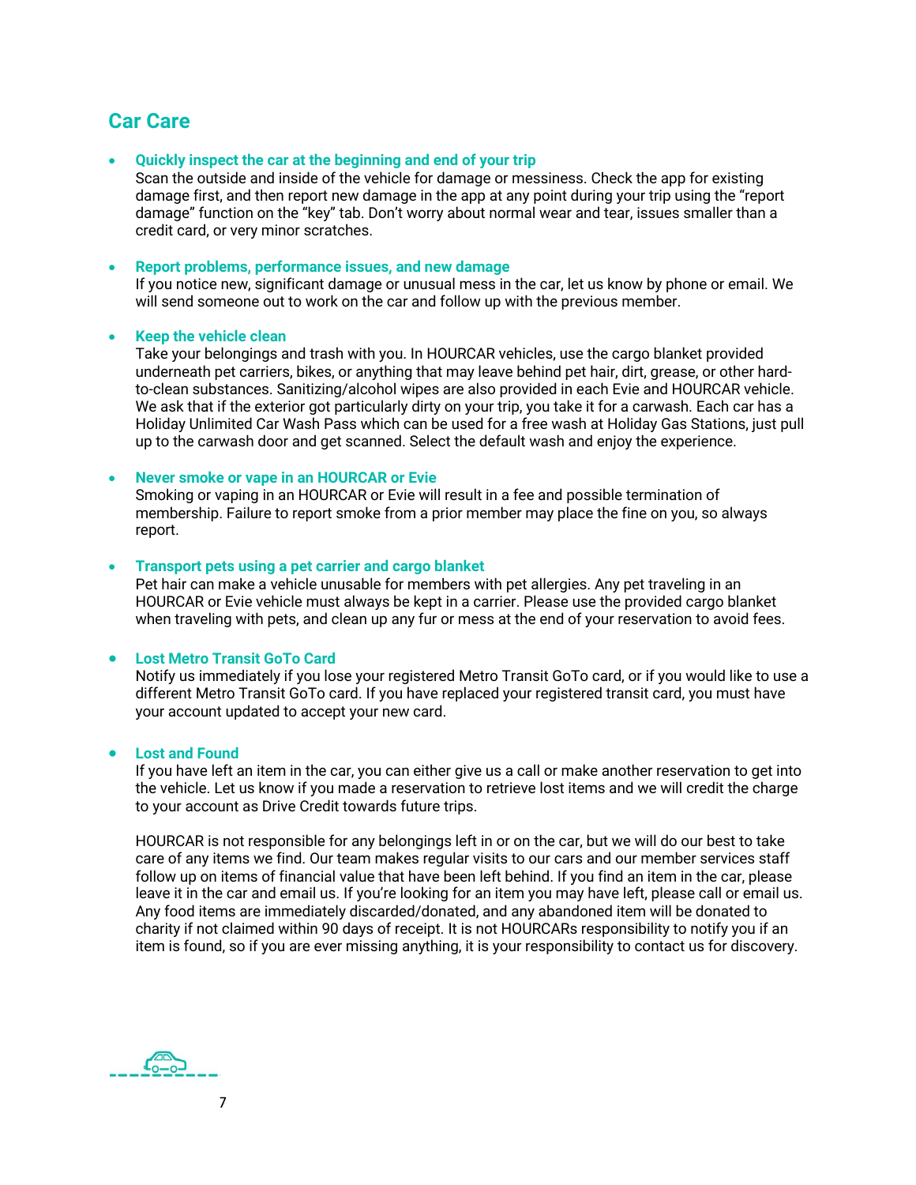## Car Care

- **Quickly inspect the car at the beginning and end of your trip**
  Scan the outside and inside of the vehicle for damage or messiness. Check the app for existing damage first, and then report new damage in the app at any point during your trip using the "report damage" function on the "key" tab. Don't worry about normal wear and tear, issues smaller than a credit card, or very minor scratches.

- **Report problems, performance issues, and new damage**
  If you notice new, significant damage or unusual mess in the car, let us know by phone or email. We will send someone out to work on the car and follow up with the previous member.

- **Keep the vehicle clean**
  Take your belongings and trash with you. In HOURCAR vehicles, use the cargo blanket provided underneath pet carriers, bikes, or anything that may leave behind pet hair, dirt, grease, or other hard-to-clean substances. Sanitizing/alcohol wipes are also provided in each Evie and HOURCAR vehicle. We ask that if the exterior got particularly dirty on your trip, you take it for a carwash. Each car has a Holiday Unlimited Car Wash Pass which can be used for a free wash at Holiday Gas Stations, just pull up to the carwash door and get scanned. Select the default wash and enjoy the experience.

- **Never smoke or vape in an HOURCAR or Evie**
  Smoking or vaping in an HOURCAR or Evie will result in a fee and possible termination of membership. Failure to report smoke from a prior member may place the fine on you, so always report.

- **Transport pets using a pet carrier and cargo blanket**
  Pet hair can make a vehicle unusable for members with pet allergies. Any pet traveling in an HOURCAR or Evie vehicle must always be kept in a carrier. Please use the provided cargo blanket when traveling with pets, and clean up any fur or mess at the end of your reservation to avoid fees.

- **Lost Metro Transit GoTo Card**
  Notify us immediately if you lose your registered Metro Transit GoTo card, or if you would like to use a different Metro Transit GoTo card. If you have replaced your registered transit card, you must have your account updated to accept your new card.

- **Lost and Found**
  If you have left an item in the car, you can either give us a call or make another reservation to get into the vehicle. Let us know if you made a reservation to retrieve lost items and we will credit the charge to your account as Drive Credit towards future trips.

  HOURCAR is not responsible for any belongings left in or on the car, but we will do our best to take care of any items we find. Our team makes regular visits to our cars and our member services staff follow up on items of financial value that have been left behind. If you find an item in the car, please leave it in the car and email us. If you're looking for an item you may have left, please call or email us. Any food items are immediately discarded/donated, and any abandoned item will be donated to charity if not claimed within 90 days of receipt. It is not HOURCARs responsibility to notify you if an item is found, so if you are ever missing anything, it is your responsibility to contact us for discovery.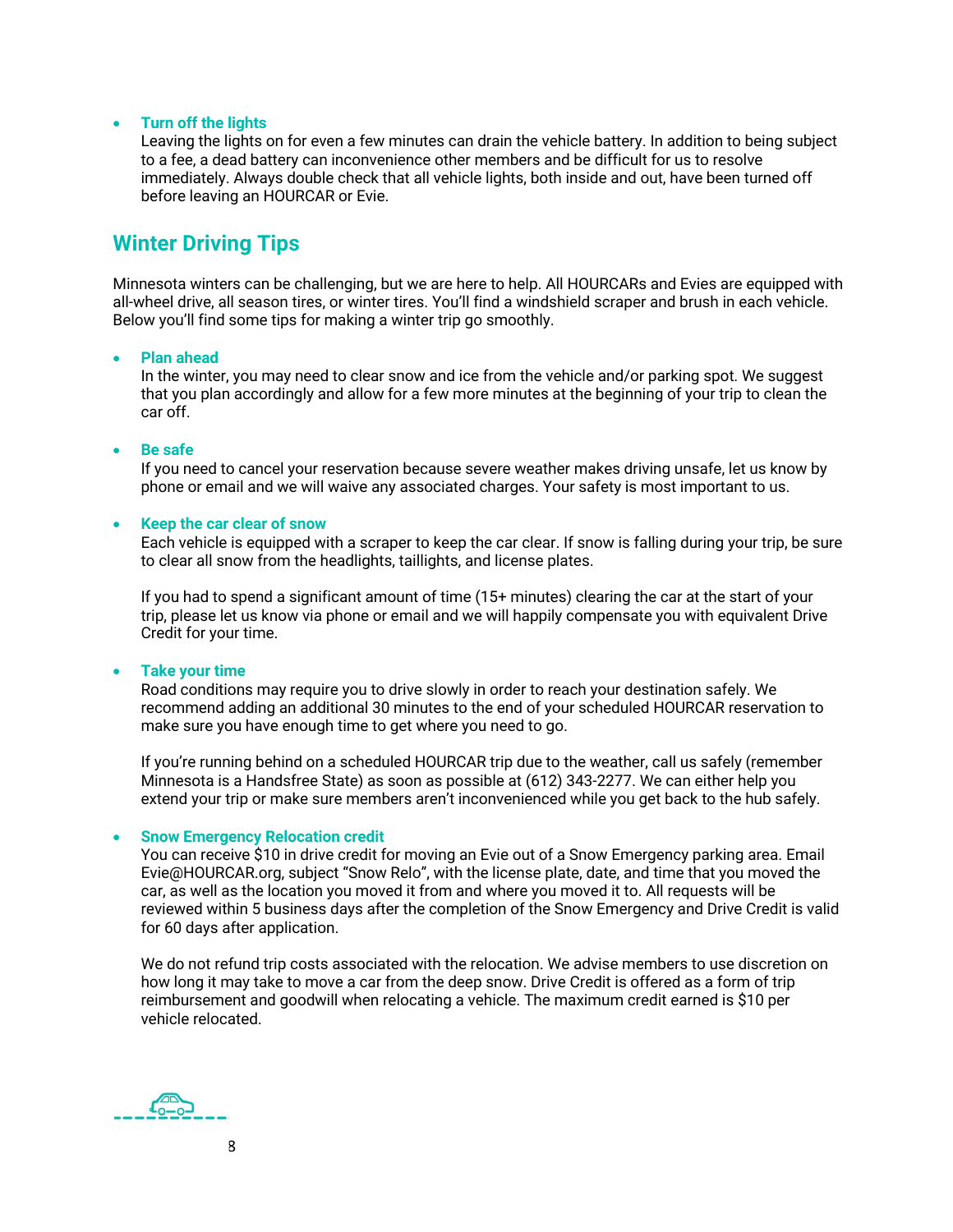- **Turn off the lights**
  Leaving the lights on for even a few minutes can drain the vehicle battery. In addition to being subject to a fee, a dead battery can inconvenience other members and be difficult for us to resolve immediately. Always double check that all vehicle lights, both inside and out, have been turned off before leaving an HOURCAR or Evie.

## Winter Driving Tips

Minnesota winters can be challenging, but we are here to help. All HOURCARs and Evies are equipped with all-wheel drive, all season tires, or winter tires. You'll find a windshield scraper and brush in each vehicle. Below you'll find some tips for making a winter trip go smoothly.

- **Plan ahead**
  In the winter, you may need to clear snow and ice from the vehicle and/or parking spot. We suggest that you plan accordingly and allow for a few more minutes at the beginning of your trip to clean the car off.

- **Be safe**
  If you need to cancel your reservation because severe weather makes driving unsafe, let us know by phone or email and we will waive any associated charges. Your safety is most important to us.

- **Keep the car clear of snow**
  Each vehicle is equipped with a scraper to keep the car clear. If snow is falling during your trip, be sure to clear all snow from the headlights, taillights, and license plates.

  If you had to spend a significant amount of time (15+ minutes) clearing the car at the start of your trip, please let us know via phone or email and we will happily compensate you with equivalent Drive Credit for your time.

- **Take your time**
  Road conditions may require you to drive slowly in order to reach your destination safely. We recommend adding an additional 30 minutes to the end of your scheduled HOURCAR reservation to make sure you have enough time to get where you need to go.

  If you're running behind on a scheduled HOURCAR trip due to the weather, call us safely (remember Minnesota is a Handsfree State) as soon as possible at (612) 343-2277. We can either help you extend your trip or make sure members aren't inconvenienced while you get back to the hub safely.

- **Snow Emergency Relocation credit**
  You can receive $10 in drive credit for moving an Evie out of a Snow Emergency parking area. Email Evie@HOURCAR.org, subject "Snow Relo", with the license plate, date, and time that you moved the car, as well as the location you moved it from and where you moved it to. All requests will be reviewed within 5 business days after the completion of the Snow Emergency and Drive Credit is valid for 60 days after application.

  We do not refund trip costs associated with the relocation. We advise members to use discretion on how long it may take to move a car from the deep snow. Drive Credit is offered as a form of trip reimbursement and goodwill when relocating a vehicle. The maximum credit earned is $10 per vehicle relocated.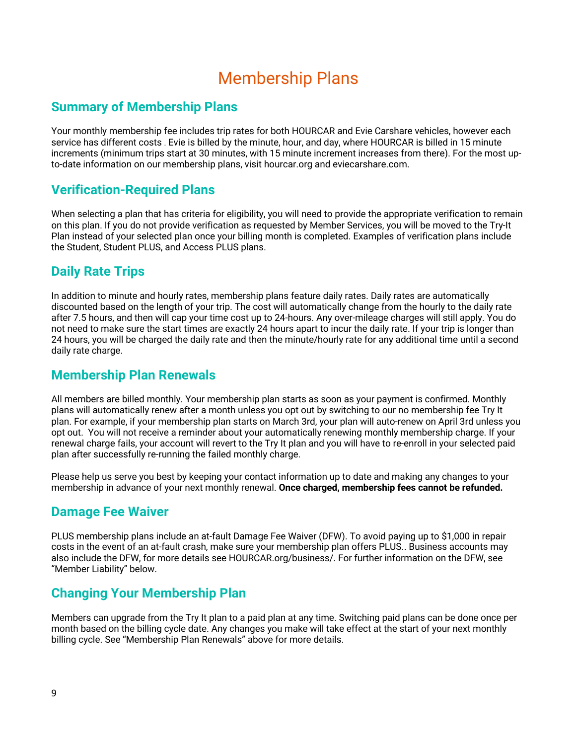# Membership Plans

## Summary of Membership Plans

Your monthly membership fee includes trip rates for both HOURCAR and Evie Carshare vehicles, however each service has different costs . Evie is billed by the minute, hour, and day, where HOURCAR is billed in 15 minute increments (minimum trips start at 30 minutes, with 15 minute increment increases from there). For the most up-to-date information on our membership plans, visit hourcar.org and eviecarshare.com.

## Verification-Required Plans

When selecting a plan that has criteria for eligibility, you will need to provide the appropriate verification to remain on this plan. If you do not provide verification as requested by Member Services, you will be moved to the Try-It Plan instead of your selected plan once your billing month is completed. Examples of verification plans include the Student, Student PLUS, and Access PLUS plans.

## Daily Rate Trips

In addition to minute and hourly rates, membership plans feature daily rates. Daily rates are automatically discounted based on the length of your trip. The cost will automatically change from the hourly to the daily rate after 7.5 hours, and then will cap your time cost up to 24-hours. Any over-mileage charges will still apply. You do not need to make sure the start times are exactly 24 hours apart to incur the daily rate. If your trip is longer than 24 hours, you will be charged the daily rate and then the minute/hourly rate for any additional time until a second daily rate charge.

## Membership Plan Renewals

All members are billed monthly. Your membership plan starts as soon as your payment is confirmed. Monthly plans will automatically renew after a month unless you opt out by switching to our no membership fee Try It plan. For example, if your membership plan starts on March 3rd, your plan will auto-renew on April 3rd unless you opt out. You will not receive a reminder about your automatically renewing monthly membership charge. If your renewal charge fails, your account will revert to the Try It plan and you will have to re-enroll in your selected paid plan after successfully re-running the failed monthly charge.

Please help us serve you best by keeping your contact information up to date and making any changes to your membership in advance of your next monthly renewal. **Once charged, membership fees cannot be refunded.**

## Damage Fee Waiver

PLUS membership plans include an at-fault Damage Fee Waiver (DFW). To avoid paying up to $1,000 in repair costs in the event of an at-fault crash, make sure your membership plan offers PLUS.. Business accounts may also include the DFW, for more details see HOURCAR.org/business/. For further information on the DFW, see "Member Liability" below.

## Changing Your Membership Plan

Members can upgrade from the Try It plan to a paid plan at any time. Switching paid plans can be done once per month based on the billing cycle date. Any changes you make will take effect at the start of your next monthly billing cycle. See "Membership Plan Renewals" above for more details.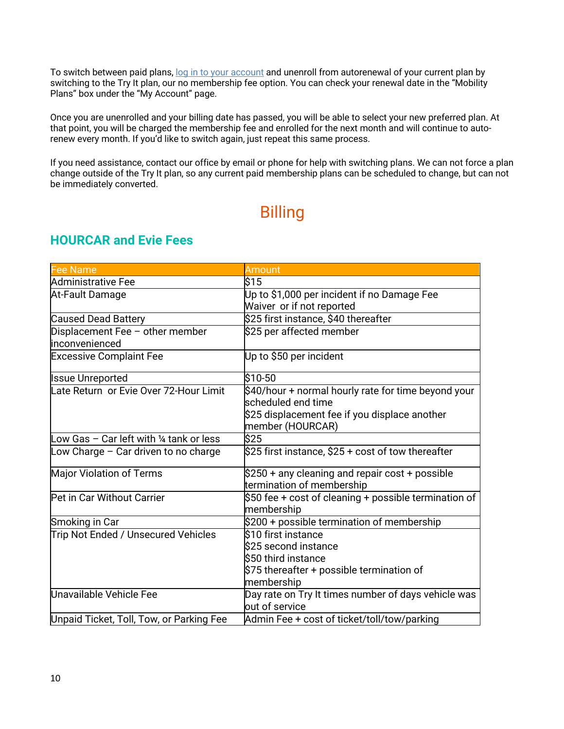To switch between paid plans, [log in to your account](#) and unenroll from autorenewal of your current plan by switching to the Try It plan, our no membership fee option. You can check your renewal date in the "Mobility Plans" box under the "My Account" page.

Once you are unenrolled and your billing date has passed, you will be able to select your new preferred plan. At that point, you will be charged the membership fee and enrolled for the next month and will continue to auto-renew every month. If you'd like to switch again, just repeat this same process.

If you need assistance, contact our office by email or phone for help with switching plans. We can not force a plan change outside of the Try It plan, so any current paid membership plans can be scheduled to change, but can not be immediately converted.

# Billing

## HOURCAR and Evie Fees

| Fee Name | Amount |
|---|---|
| Administrative Fee | $15 |
| At-Fault Damage | Up to $1,000 per incident if no Damage Fee Waiver or if not reported |
| Caused Dead Battery | $25 first instance, $40 thereafter |
| Displacement Fee – other member inconvenienced | $25 per affected member |
| Excessive Complaint Fee | Up to $50 per incident |
| Issue Unreported | $10-50 |
| Late Return or Evie Over 72-Hour Limit | $40/hour + normal hourly rate for time beyond your scheduled end time<br>$25 displacement fee if you displace another member (HOURCAR) |
| Low Gas – Car left with ¼ tank or less | $25 |
| Low Charge – Car driven to no charge | $25 first instance, $25 + cost of tow thereafter |
| Major Violation of Terms | $250 + any cleaning and repair cost + possible termination of membership |
| Pet in Car Without Carrier | $50 fee + cost of cleaning + possible termination of membership |
| Smoking in Car | $200 + possible termination of membership |
| Trip Not Ended / Unsecured Vehicles | $10 first instance<br>$25 second instance<br>$50 third instance<br>$75 thereafter + possible termination of membership |
| Unavailable Vehicle Fee | Day rate on Try It times number of days vehicle was out of service |
| Unpaid Ticket, Toll, Tow, or Parking Fee | Admin Fee + cost of ticket/toll/tow/parking |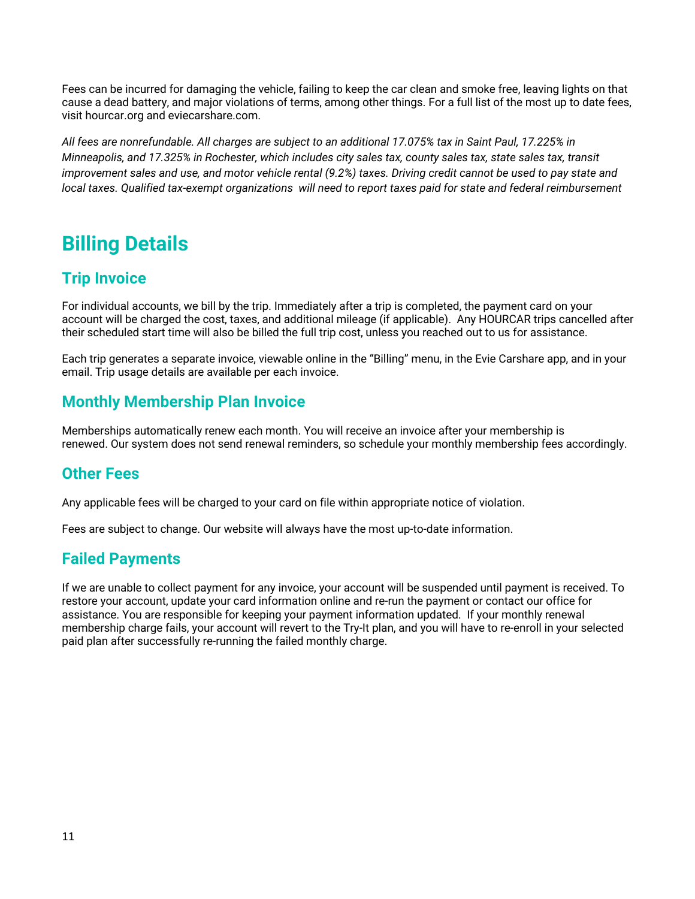Fees can be incurred for damaging the vehicle, failing to keep the car clean and smoke free, leaving lights on that cause a dead battery, and major violations of terms, among other things. For a full list of the most up to date fees, visit hourcar.org and eviecarshare.com.

*All fees are nonrefundable. All charges are subject to an additional 17.075% tax in Saint Paul, 17.225% in Minneapolis, and 17.325% in Rochester, which includes city sales tax, county sales tax, state sales tax, transit improvement sales and use, and motor vehicle rental (9.2%) taxes. Driving credit cannot be used to pay state and local taxes. Qualified tax-exempt organizations will need to report taxes paid for state and federal reimbursement*

# Billing Details

## Trip Invoice

For individual accounts, we bill by the trip. Immediately after a trip is completed, the payment card on your account will be charged the cost, taxes, and additional mileage (if applicable). Any HOURCAR trips cancelled after their scheduled start time will also be billed the full trip cost, unless you reached out to us for assistance.

Each trip generates a separate invoice, viewable online in the "Billing" menu, in the Evie Carshare app, and in your email. Trip usage details are available per each invoice.

## Monthly Membership Plan Invoice

Memberships automatically renew each month. You will receive an invoice after your membership is renewed. Our system does not send renewal reminders, so schedule your monthly membership fees accordingly.

## Other Fees

Any applicable fees will be charged to your card on file within appropriate notice of violation.

Fees are subject to change. Our website will always have the most up-to-date information.

## Failed Payments

If we are unable to collect payment for any invoice, your account will be suspended until payment is received. To restore your account, update your card information online and re-run the payment or contact our office for assistance. You are responsible for keeping your payment information updated. If your monthly renewal membership charge fails, your account will revert to the Try-It plan, and you will have to re-enroll in your selected paid plan after successfully re-running the failed monthly charge.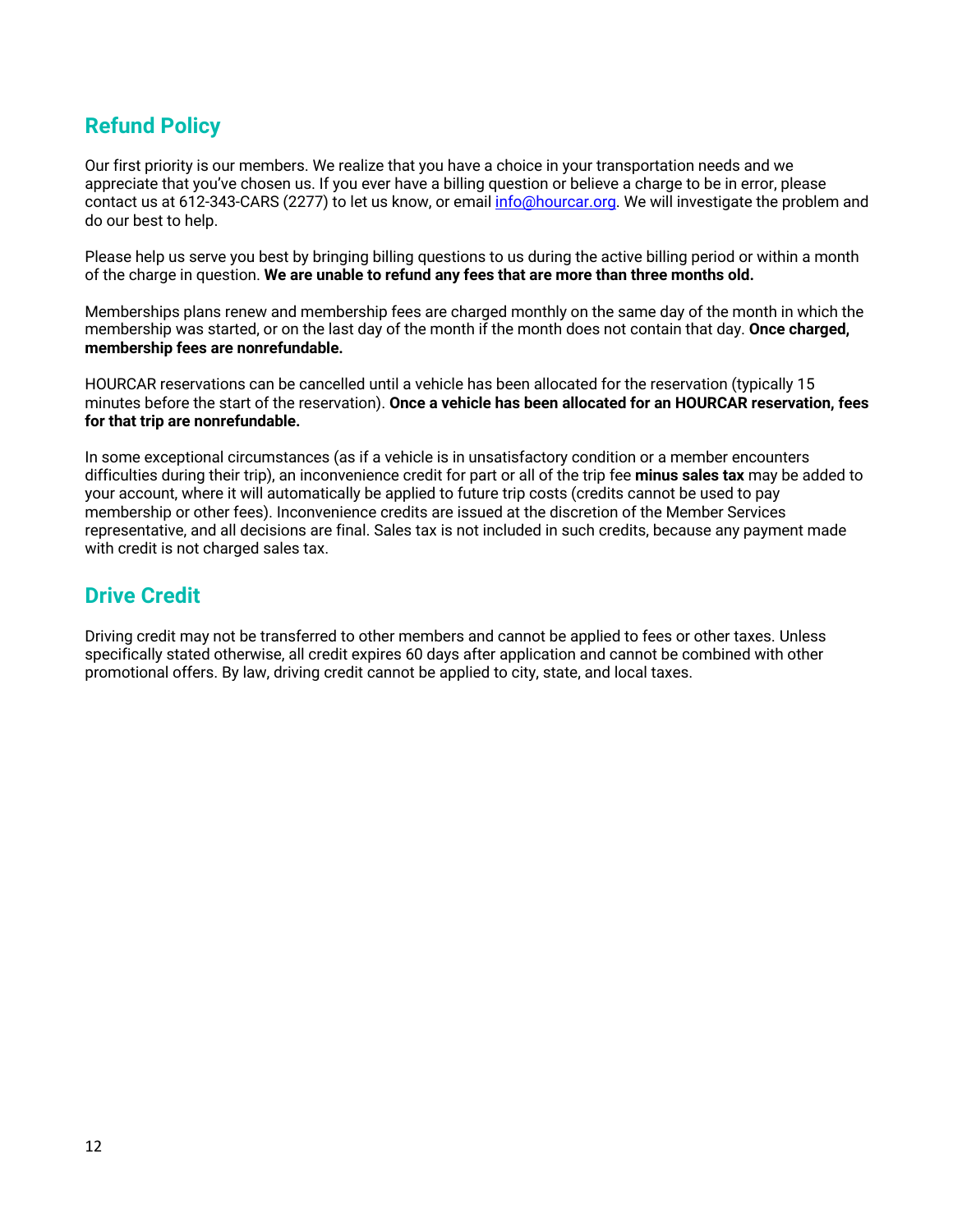## Refund Policy

Our first priority is our members. We realize that you have a choice in your transportation needs and we appreciate that you've chosen us. If you ever have a billing question or believe a charge to be in error, please contact us at 612-343-CARS (2277) to let us know, or email [info@hourcar.org](mailto:info@hourcar.org). We will investigate the problem and do our best to help.

Please help us serve you best by bringing billing questions to us during the active billing period or within a month of the charge in question. **We are unable to refund any fees that are more than three months old.**

Memberships plans renew and membership fees are charged monthly on the same day of the month in which the membership was started, or on the last day of the month if the month does not contain that day. **Once charged, membership fees are nonrefundable.**

HOURCAR reservations can be cancelled until a vehicle has been allocated for the reservation (typically 15 minutes before the start of the reservation). **Once a vehicle has been allocated for an HOURCAR reservation, fees for that trip are nonrefundable.**

In some exceptional circumstances (as if a vehicle is in unsatisfactory condition or a member encounters difficulties during their trip), an inconvenience credit for part or all of the trip fee **minus sales tax** may be added to your account, where it will automatically be applied to future trip costs (credits cannot be used to pay membership or other fees). Inconvenience credits are issued at the discretion of the Member Services representative, and all decisions are final. Sales tax is not included in such credits, because any payment made with credit is not charged sales tax.

## Drive Credit

Driving credit may not be transferred to other members and cannot be applied to fees or other taxes. Unless specifically stated otherwise, all credit expires 60 days after application and cannot be combined with other promotional offers. By law, driving credit cannot be applied to city, state, and local taxes.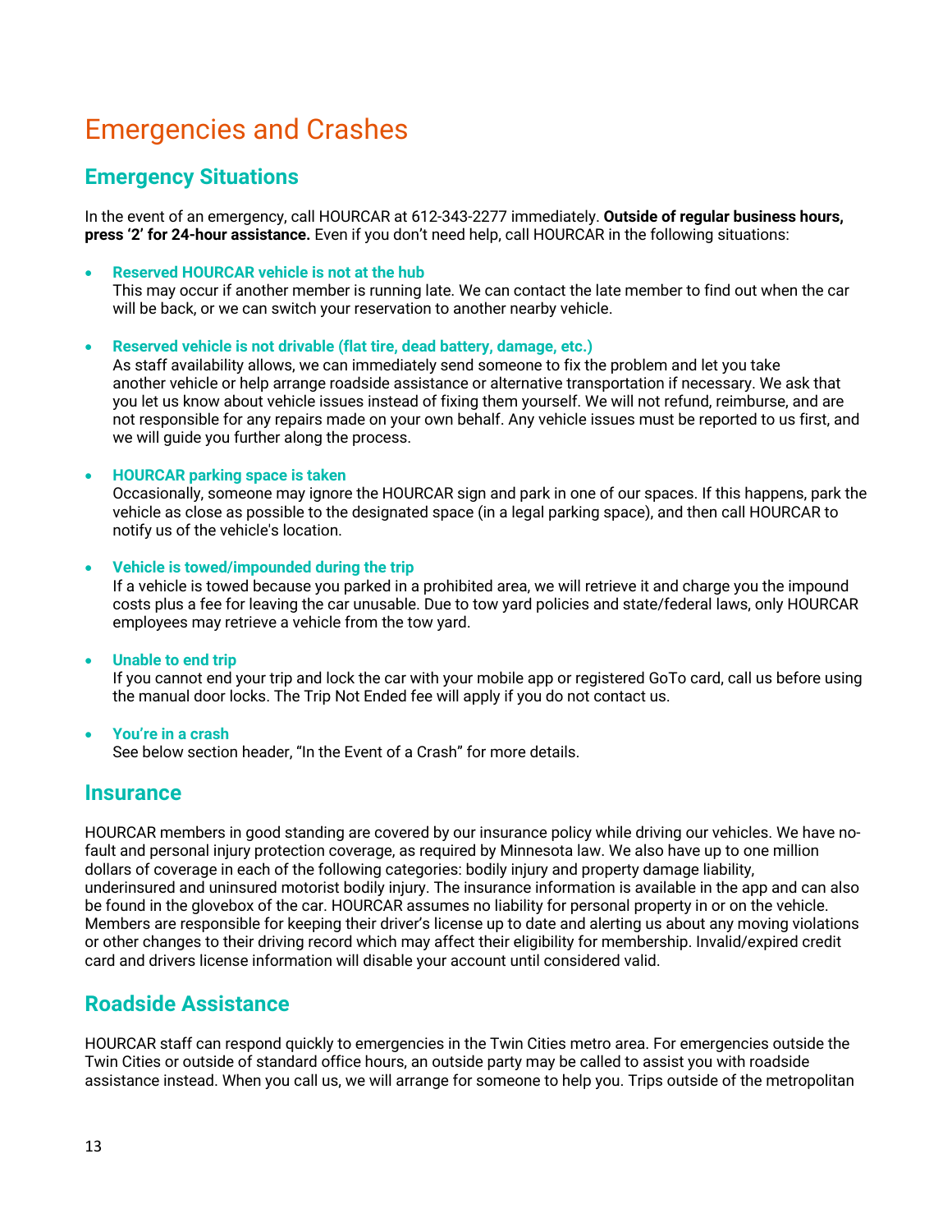# Emergencies and Crashes

## Emergency Situations

In the event of an emergency, call HOURCAR at 612-343-2277 immediately. **Outside of regular business hours, press '2' for 24-hour assistance.** Even if you don't need help, call HOURCAR in the following situations:

- **Reserved HOURCAR vehicle is not at the hub**
  This may occur if another member is running late. We can contact the late member to find out when the car will be back, or we can switch your reservation to another nearby vehicle.

- **Reserved vehicle is not drivable (flat tire, dead battery, damage, etc.)**
  As staff availability allows, we can immediately send someone to fix the problem and let you take another vehicle or help arrange roadside assistance or alternative transportation if necessary. We ask that you let us know about vehicle issues instead of fixing them yourself. We will not refund, reimburse, and are not responsible for any repairs made on your own behalf. Any vehicle issues must be reported to us first, and we will guide you further along the process.

- **HOURCAR parking space is taken**
  Occasionally, someone may ignore the HOURCAR sign and park in one of our spaces. If this happens, park the vehicle as close as possible to the designated space (in a legal parking space), and then call HOURCAR to notify us of the vehicle's location.

- **Vehicle is towed/impounded during the trip**
  If a vehicle is towed because you parked in a prohibited area, we will retrieve it and charge you the impound costs plus a fee for leaving the car unusable. Due to tow yard policies and state/federal laws, only HOURCAR employees may retrieve a vehicle from the tow yard.

- **Unable to end trip**
  If you cannot end your trip and lock the car with your mobile app or registered GoTo card, call us before using the manual door locks. The Trip Not Ended fee will apply if you do not contact us.

- **You're in a crash**
  See below section header, "In the Event of a Crash" for more details.

## Insurance

HOURCAR members in good standing are covered by our insurance policy while driving our vehicles. We have no-fault and personal injury protection coverage, as required by Minnesota law. We also have up to one million dollars of coverage in each of the following categories: bodily injury and property damage liability, underinsured and uninsured motorist bodily injury. The insurance information is available in the app and can also be found in the glovebox of the car. HOURCAR assumes no liability for personal property in or on the vehicle. Members are responsible for keeping their driver's license up to date and alerting us about any moving violations or other changes to their driving record which may affect their eligibility for membership. Invalid/expired credit card and drivers license information will disable your account until considered valid.

## Roadside Assistance

HOURCAR staff can respond quickly to emergencies in the Twin Cities metro area. For emergencies outside the Twin Cities or outside of standard office hours, an outside party may be called to assist you with roadside assistance instead. When you call us, we will arrange for someone to help you. Trips outside of the metropolitan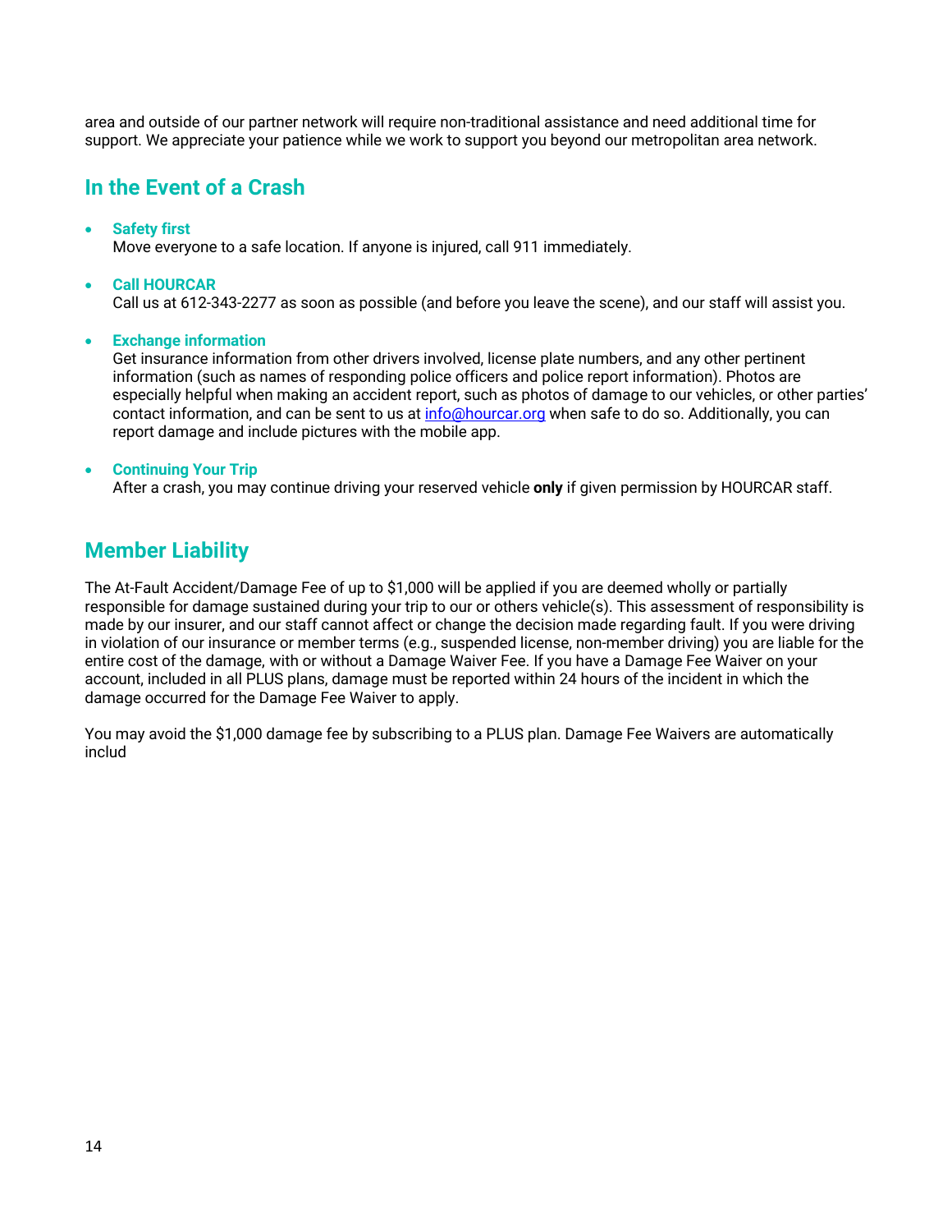area and outside of our partner network will require non-traditional assistance and need additional time for support. We appreciate your patience while we work to support you beyond our metropolitan area network.

## In the Event of a Crash

- **Safety first**
  Move everyone to a safe location. If anyone is injured, call 911 immediately.

- **Call HOURCAR**
  Call us at 612-343-2277 as soon as possible (and before you leave the scene), and our staff will assist you.

- **Exchange information**
  Get insurance information from other drivers involved, license plate numbers, and any other pertinent information (such as names of responding police officers and police report information). Photos are especially helpful when making an accident report, such as photos of damage to our vehicles, or other parties' contact information, and can be sent to us at info@hourcar.org when safe to do so. Additionally, you can report damage and include pictures with the mobile app.

- **Continuing Your Trip**
  After a crash, you may continue driving your reserved vehicle **only** if given permission by HOURCAR staff.

## Member Liability

The At-Fault Accident/Damage Fee of up to $1,000 will be applied if you are deemed wholly or partially responsible for damage sustained during your trip to our or others vehicle(s). This assessment of responsibility is made by our insurer, and our staff cannot affect or change the decision made regarding fault. If you were driving in violation of our insurance or member terms (e.g., suspended license, non-member driving) you are liable for the entire cost of the damage, with or without a Damage Waiver Fee. If you have a Damage Fee Waiver on your account, included in all PLUS plans, damage must be reported within 24 hours of the incident in which the damage occurred for the Damage Fee Waiver to apply.

You may avoid the $1,000 damage fee by subscribing to a PLUS plan. Damage Fee Waivers are automatically includ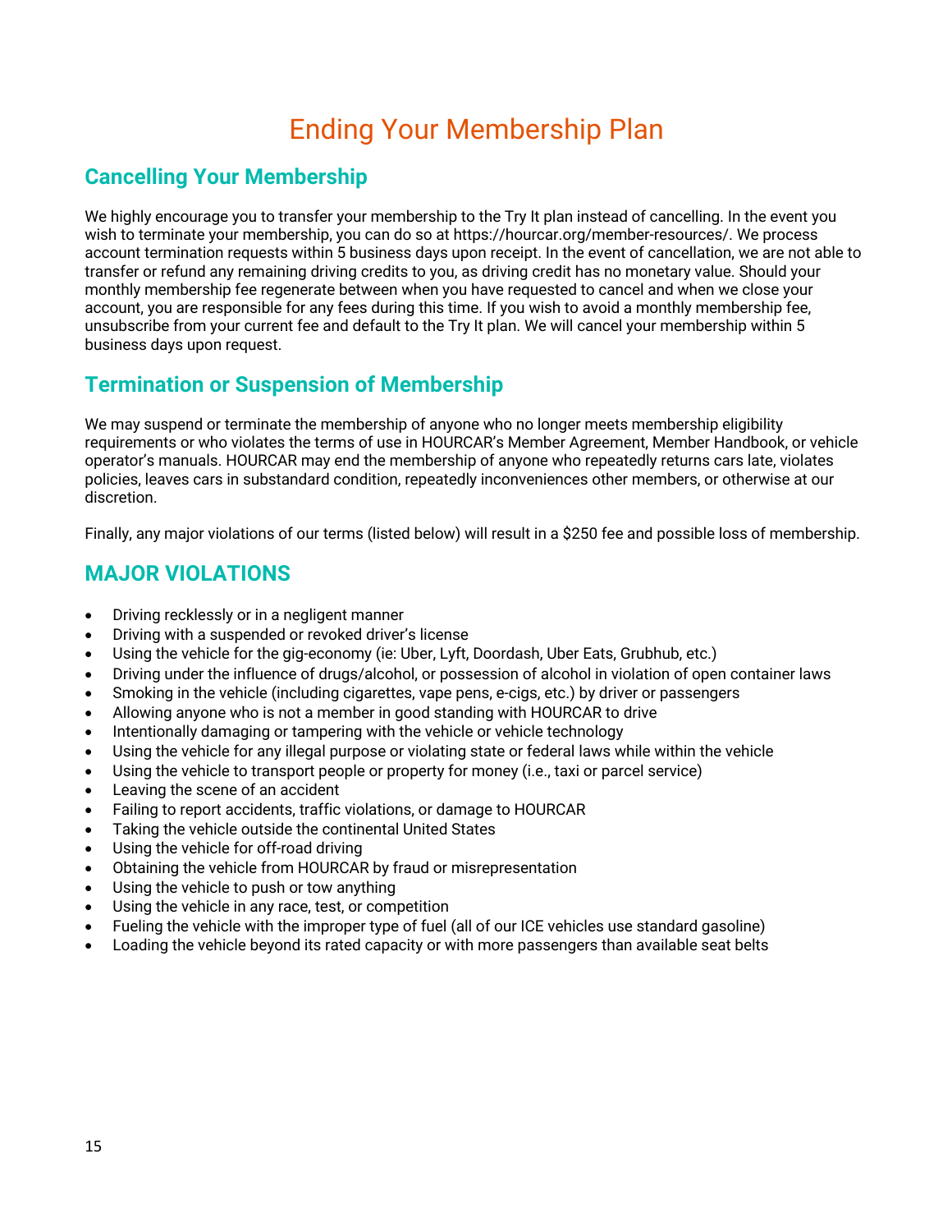# Ending Your Membership Plan

## Cancelling Your Membership

We highly encourage you to transfer your membership to the Try It plan instead of cancelling. In the event you wish to terminate your membership, you can do so at https://hourcar.org/member-resources/. We process account termination requests within 5 business days upon receipt. In the event of cancellation, we are not able to transfer or refund any remaining driving credits to you, as driving credit has no monetary value. Should your monthly membership fee regenerate between when you have requested to cancel and when we close your account, you are responsible for any fees during this time. If you wish to avoid a monthly membership fee, unsubscribe from your current fee and default to the Try It plan. We will cancel your membership within 5 business days upon request.

## Termination or Suspension of Membership

We may suspend or terminate the membership of anyone who no longer meets membership eligibility requirements or who violates the terms of use in HOURCAR's Member Agreement, Member Handbook, or vehicle operator's manuals. HOURCAR may end the membership of anyone who repeatedly returns cars late, violates policies, leaves cars in substandard condition, repeatedly inconveniences other members, or otherwise at our discretion.

Finally, any major violations of our terms (listed below) will result in a $250 fee and possible loss of membership.

## MAJOR VIOLATIONS

- Driving recklessly or in a negligent manner
- Driving with a suspended or revoked driver's license
- Using the vehicle for the gig-economy (ie: Uber, Lyft, Doordash, Uber Eats, Grubhub, etc.)
- Driving under the influence of drugs/alcohol, or possession of alcohol in violation of open container laws
- Smoking in the vehicle (including cigarettes, vape pens, e-cigs, etc.) by driver or passengers
- Allowing anyone who is not a member in good standing with HOURCAR to drive
- Intentionally damaging or tampering with the vehicle or vehicle technology
- Using the vehicle for any illegal purpose or violating state or federal laws while within the vehicle
- Using the vehicle to transport people or property for money (i.e., taxi or parcel service)
- Leaving the scene of an accident
- Failing to report accidents, traffic violations, or damage to HOURCAR
- Taking the vehicle outside the continental United States
- Using the vehicle for off-road driving
- Obtaining the vehicle from HOURCAR by fraud or misrepresentation
- Using the vehicle to push or tow anything
- Using the vehicle in any race, test, or competition
- Fueling the vehicle with the improper type of fuel (all of our ICE vehicles use standard gasoline)
- Loading the vehicle beyond its rated capacity or with more passengers than available seat belts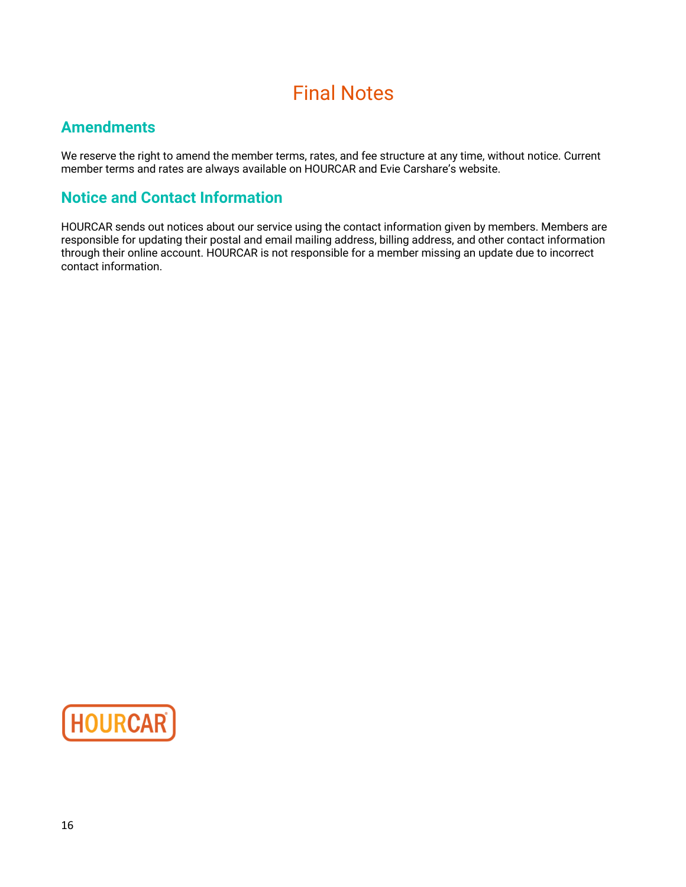# Final Notes

## Amendments

We reserve the right to amend the member terms, rates, and fee structure at any time, without notice. Current member terms and rates are always available on HOURCAR and Evie Carshare's website.

## Notice and Contact Information

HOURCAR sends out notices about our service using the contact information given by members. Members are responsible for updating their postal and email mailing address, billing address, and other contact information through their online account. HOURCAR is not responsible for a member missing an update due to incorrect contact information.

HOURCAR